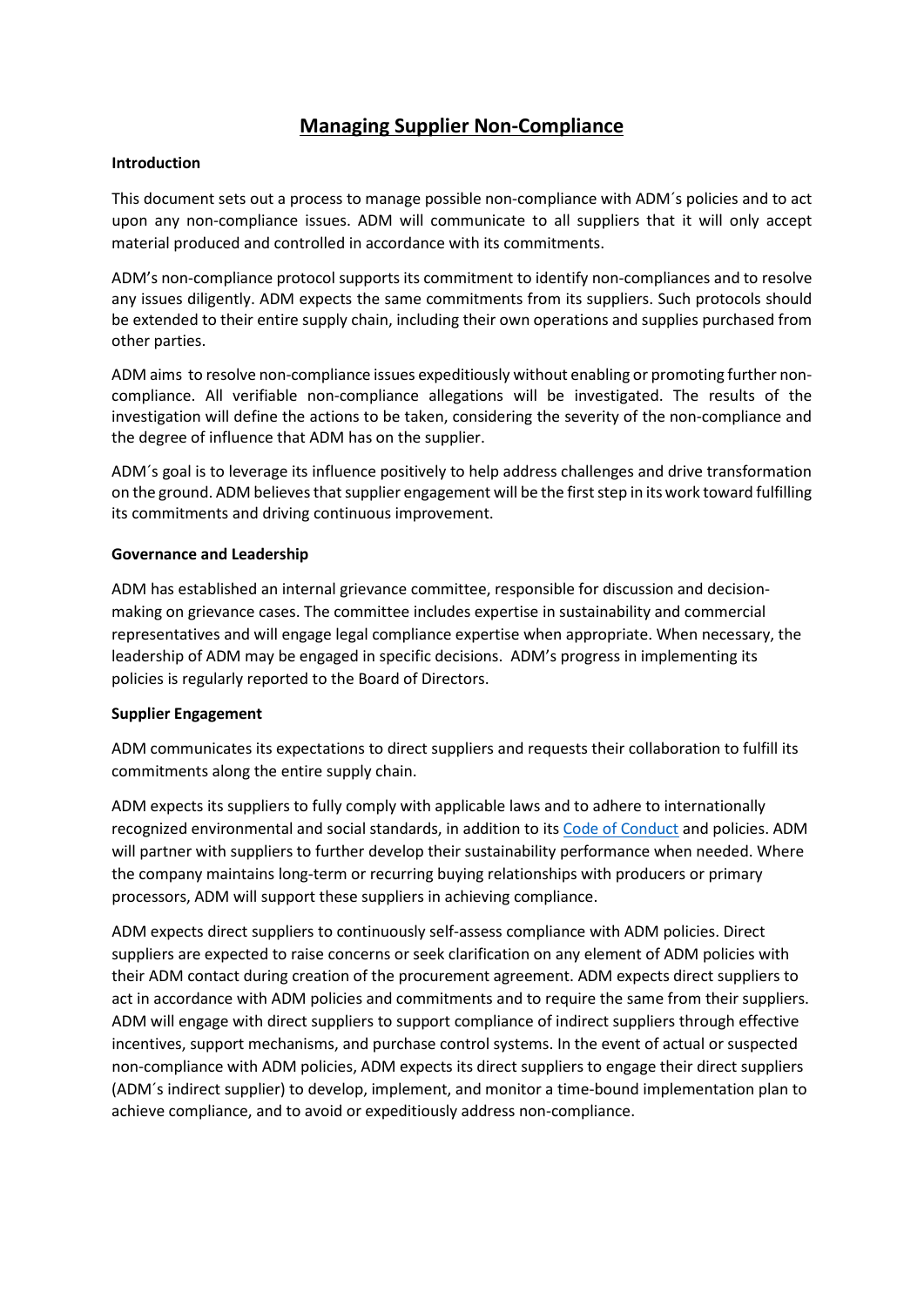# Managing Supplier Non-Compliance

**Introduction**

This document sets out a process to manage possible non-compliance with ADM´s policies and to act upon any non-compliance issues. ADM will communicate to all suppliers that it will only accept material produced and controlled in accordance with its commitments.

ADM's non-compliance protocol supports its commitment to identify non-compliances and to resolve any issues diligently. ADM expects the same commitments from its suppliers. Such protocols should be extended to their entire supply chain, including their own operations and supplies purchased from other parties.

ADM aims to resolve non-compliance issues expeditiously without enabling or promoting further non-compliance. All verifiable non-compliance allegations will be investigated. The results of the investigation will define the actions to be taken, considering the severity of the non-compliance and the degree of influence that ADM has on the supplier.

ADM´s goal is to leverage its influence positively to help address challenges and drive transformation on the ground. ADM believes that supplier engagement will be the first step in its work toward fulfilling its commitments and driving continuous improvement.

**Governance and Leadership**

ADM has established an internal grievance committee, responsible for discussion and decision-making on grievance cases. The committee includes expertise in sustainability and commercial representatives and will engage legal compliance expertise when appropriate. When necessary, the leadership of ADM may be engaged in specific decisions. ADM's progress in implementing its policies is regularly reported to the Board of Directors.

**Supplier Engagement**

ADM communicates its expectations to direct suppliers and requests their collaboration to fulfill its commitments along the entire supply chain.

ADM expects its suppliers to fully comply with applicable laws and to adhere to internationally recognized environmental and social standards, in addition to its Code of Conduct and policies. ADM will partner with suppliers to further develop their sustainability performance when needed. Where the company maintains long-term or recurring buying relationships with producers or primary processors, ADM will support these suppliers in achieving compliance.

ADM expects direct suppliers to continuously self-assess compliance with ADM policies. Direct suppliers are expected to raise concerns or seek clarification on any element of ADM policies with their ADM contact during creation of the procurement agreement. ADM expects direct suppliers to act in accordance with ADM policies and commitments and to require the same from their suppliers. ADM will engage with direct suppliers to support compliance of indirect suppliers through effective incentives, support mechanisms, and purchase control systems. In the event of actual or suspected non-compliance with ADM policies, ADM expects its direct suppliers to engage their direct suppliers (ADM´s indirect supplier) to develop, implement, and monitor a time-bound implementation plan to achieve compliance, and to avoid or expeditiously address non-compliance.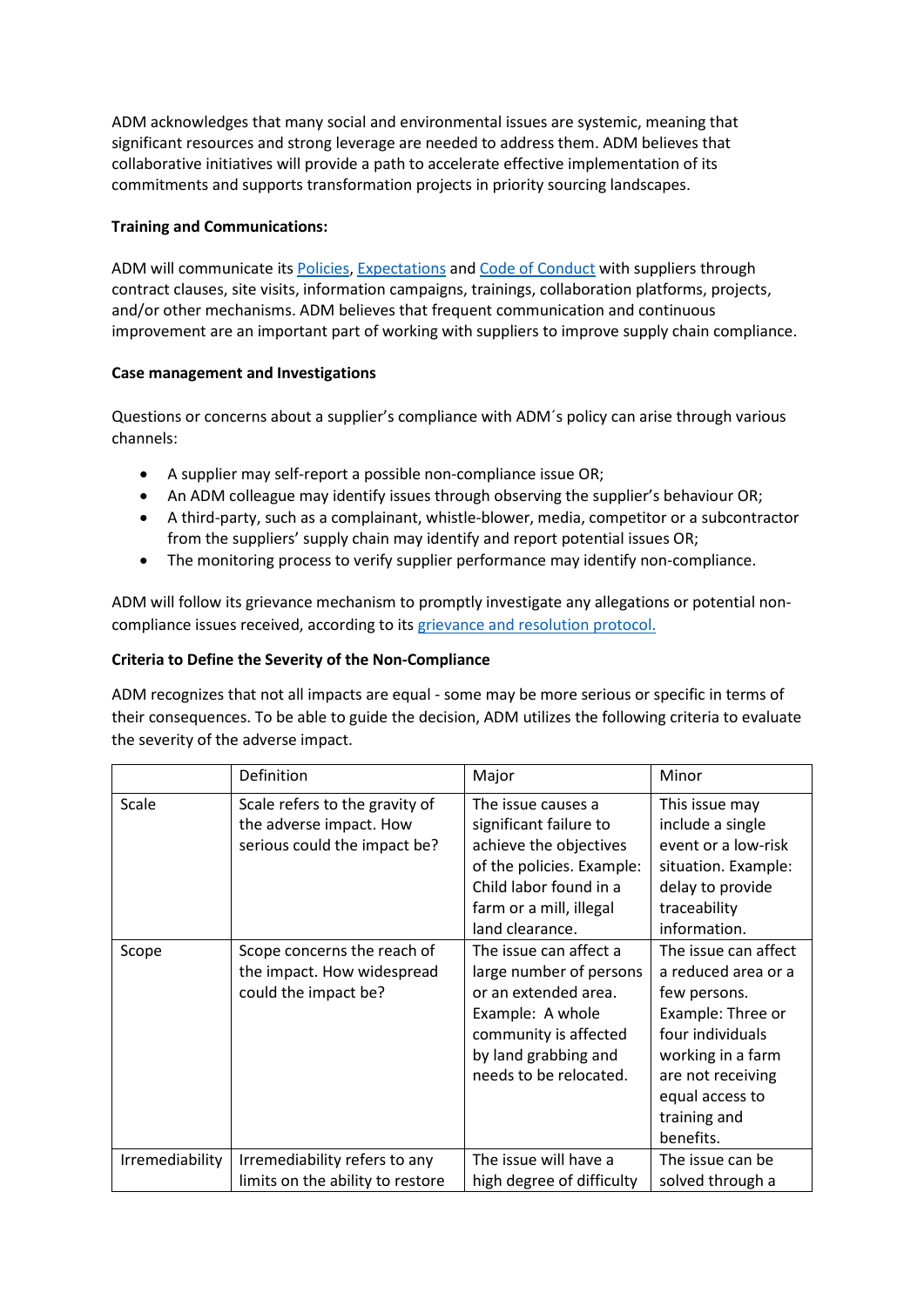ADM acknowledges that many social and environmental issues are systemic, meaning that significant resources and strong leverage are needed to address them. ADM believes that collaborative initiatives will provide a path to accelerate effective implementation of its commitments and supports transformation projects in priority sourcing landscapes.

**Training and Communications:**

ADM will communicate its Policies, Expectations and Code of Conduct with suppliers through contract clauses, site visits, information campaigns, trainings, collaboration platforms, projects, and/or other mechanisms. ADM believes that frequent communication and continuous improvement are an important part of working with suppliers to improve supply chain compliance.

**Case management and Investigations**

Questions or concerns about a supplier's compliance with ADM´s policy can arise through various channels:

- A supplier may self-report a possible non-compliance issue OR;
- An ADM colleague may identify issues through observing the supplier's behaviour OR;
- A third-party, such as a complainant, whistle-blower, media, competitor or a subcontractor from the suppliers' supply chain may identify and report potential issues OR;
- The monitoring process to verify supplier performance may identify non-compliance.

ADM will follow its grievance mechanism to promptly investigate any allegations or potential non-compliance issues received, according to its grievance and resolution protocol.

**Criteria to Define the Severity of the Non-Compliance**

ADM recognizes that not all impacts are equal - some may be more serious or specific in terms of their consequences. To be able to guide the decision, ADM utilizes the following criteria to evaluate the severity of the adverse impact.

| | Definition | Major | Minor |
|---|---|---|---|
| Scale | Scale refers to the gravity of the adverse impact. How serious could the impact be? | The issue causes a significant failure to achieve the objectives of the policies. Example: Child labor found in a farm or a mill, illegal land clearance. | This issue may include a single event or a low-risk situation. Example: delay to provide traceability information. |
| Scope | Scope concerns the reach of the impact. How widespread could the impact be? | The issue can affect a large number of persons or an extended area. Example: A whole community is affected by land grabbing and needs to be relocated. | The issue can affect a reduced area or a few persons. Example: Three or four individuals working in a farm are not receiving equal access to training and benefits. |
| Irremediability | Irremediability refers to any limits on the ability to restore | The issue will have a high degree of difficulty | The issue can be solved through a |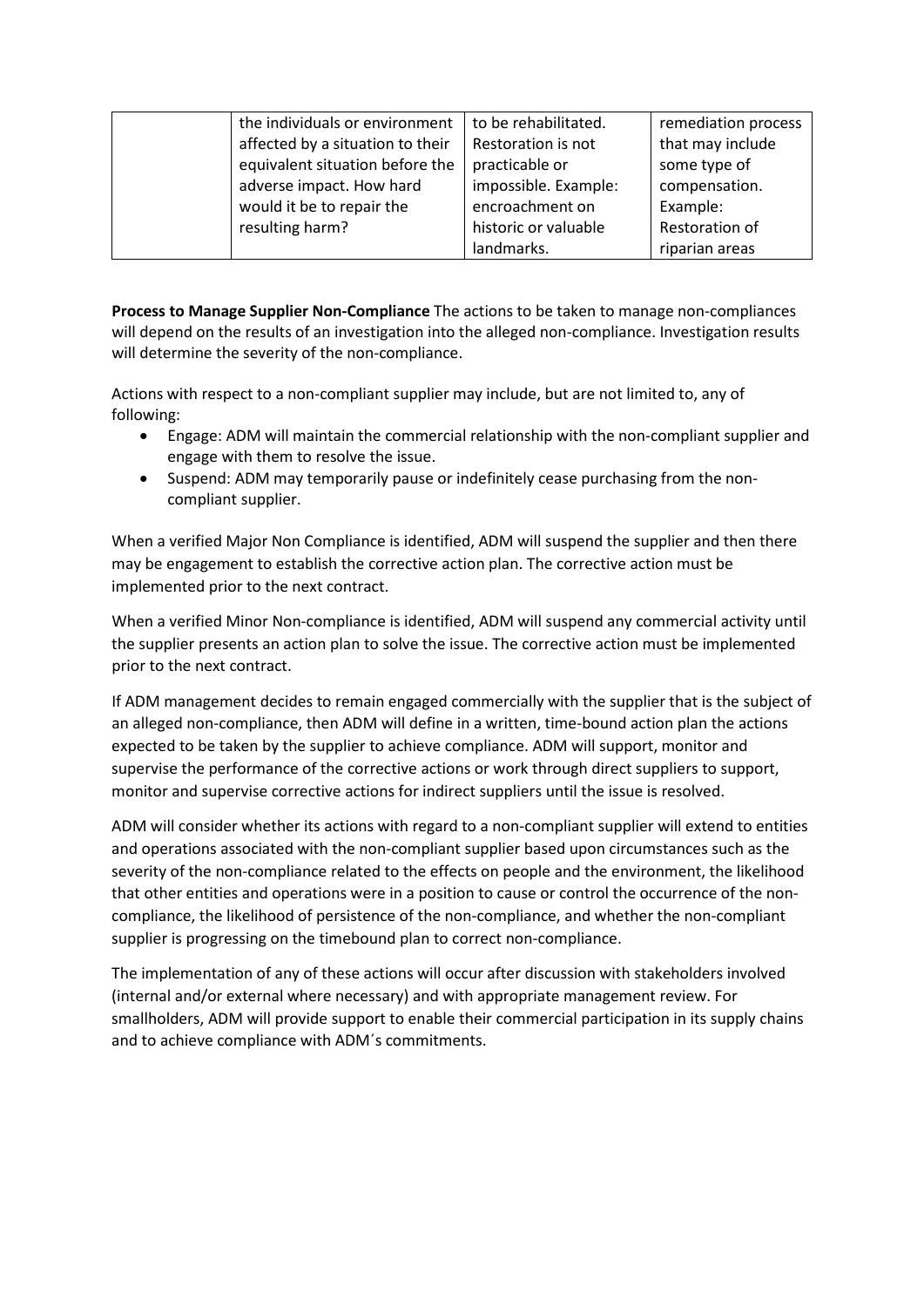| | | | |
|---|---|---|---|
| | the individuals or environment affected by a situation to their equivalent situation before the adverse impact. How hard would it be to repair the resulting harm? | to be rehabilitated. Restoration is not practicable or impossible. Example: encroachment on historic or valuable landmarks. | remediation process that may include some type of compensation. Example: Restoration of riparian areas |

**Process to Manage Supplier Non-Compliance** The actions to be taken to manage non-compliances will depend on the results of an investigation into the alleged non-compliance. Investigation results will determine the severity of the non-compliance.

Actions with respect to a non-compliant supplier may include, but are not limited to, any of following:

- Engage: ADM will maintain the commercial relationship with the non-compliant supplier and engage with them to resolve the issue.
- Suspend: ADM may temporarily pause or indefinitely cease purchasing from the non-compliant supplier.

When a verified Major Non Compliance is identified, ADM will suspend the supplier and then there may be engagement to establish the corrective action plan. The corrective action must be implemented prior to the next contract.

When a verified Minor Non-compliance is identified, ADM will suspend any commercial activity until the supplier presents an action plan to solve the issue. The corrective action must be implemented prior to the next contract.

If ADM management decides to remain engaged commercially with the supplier that is the subject of an alleged non-compliance, then ADM will define in a written, time-bound action plan the actions expected to be taken by the supplier to achieve compliance. ADM will support, monitor and supervise the performance of the corrective actions or work through direct suppliers to support, monitor and supervise corrective actions for indirect suppliers until the issue is resolved.

ADM will consider whether its actions with regard to a non-compliant supplier will extend to entities and operations associated with the non-compliant supplier based upon circumstances such as the severity of the non-compliance related to the effects on people and the environment, the likelihood that other entities and operations were in a position to cause or control the occurrence of the non-compliance, the likelihood of persistence of the non-compliance, and whether the non-compliant supplier is progressing on the timebound plan to correct non-compliance.

The implementation of any of these actions will occur after discussion with stakeholders involved (internal and/or external where necessary) and with appropriate management review. For smallholders, ADM will provide support to enable their commercial participation in its supply chains and to achieve compliance with ADM´s commitments.